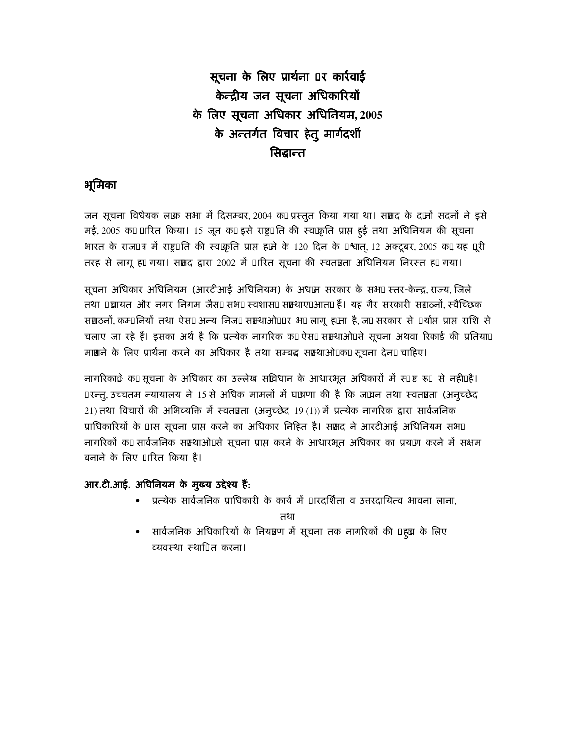# सूचना के लिए प्रार्थना और कार्रवाई केन्द्रीय जन सूचना अधिकारियों के लिए सूचना अधिकार अधिनियम, 2005 के अन्तर्गत विचार हेतु मार्गदर्शी सिद्धान्त

## भूमिका

जन सूचना विधेयक लोक सभा में दिसम्बर, 2004 को प्रस्तुत किया गया था। संसद के दोनों सदनों ने इसे मई, 2005 को पारित किया। 15 जून को इसे राष्ट्रपति की स्वीकृति प्राप्त हुई तथा अधिनियम की सूचना भारत के राजपत्र में राष्ट्रपति की स्वीकृति प्राप्त होने के 120 दिन के पश्चात्, 12 अक्टूबर, 2005 को यह पूरी तरह से लागू हो गया। संसद द्वारा 2002 में पारित सूचना की स्वतंत्रता अधिनियम निरस्त हो गया।

सूचना अधिकार अधिनियम (आरटीआई अधिनियम) के अधीन सरकार के सभी स्तर-केन्द्र, राज्य, जिले तथा पंचायत और नगर निगम जैसी सभी स्वशासी संस्थाएं आती हैं। यह गैर सरकारी संगठनों, स्वैच्छिक संगठनों, कम्पनियों तथा ऐसी अन्य निजी संस्थाओं पर भी लागू होता है, जो सरकार से पर्याप्त प्राप्त राशि से चलाए जा रहे हैं। इसका अर्थ है कि प्रत्येक नागरिक को ऐसी संस्थाओं से सूचना अथवा रिकार्ड की प्रतियां मांगने के लिए प्रार्थना करने का अधिकार है तथा सम्बद्ध संस्थाओं को सूचना देनी चाहिए।

नागरिकों को सूचना के अधिकार का उल्लेख संविधान के आधारभूत अधिकारों में स्पष्ट रूप से नहीं है। परन्तु, उच्चतम न्यायालय ने 15 से अधिक मामलों में घोषणा की है कि जीवन तथा स्वतंत्रता (अनुच्छेद 21) तथा विचारों की अभिव्यक्ति में स्वतंत्रता (अनुच्छेद 19 (1)) में प्रत्येक नागरिक द्वारा सार्वजनिक प्राधिकारियों के पास सूचना प्राप्त करने का अधिकार निहित है। संसद ने आरटीआई अधिनियम सभी नागरिकों को सार्वजनिक संस्थाओं से सूचना प्राप्त करने के आधारभूत अधिकार का प्रयोग करने में सक्षम बनाने के लिए पारित किया है।

**आर.टी.आई. अधिनियम के मुख्य उद्देश्य हैं:**

- प्रत्येक सार्वजनिक प्राधिकारी के कार्य में पारदर्शिता व उत्तरदायित्व भावना लाना, तथा
- सार्वजनिक अधिकारियों के नियंत्रण में सूचना तक नागरिकों की पहुंच के लिए व्यवस्था स्थापित करना।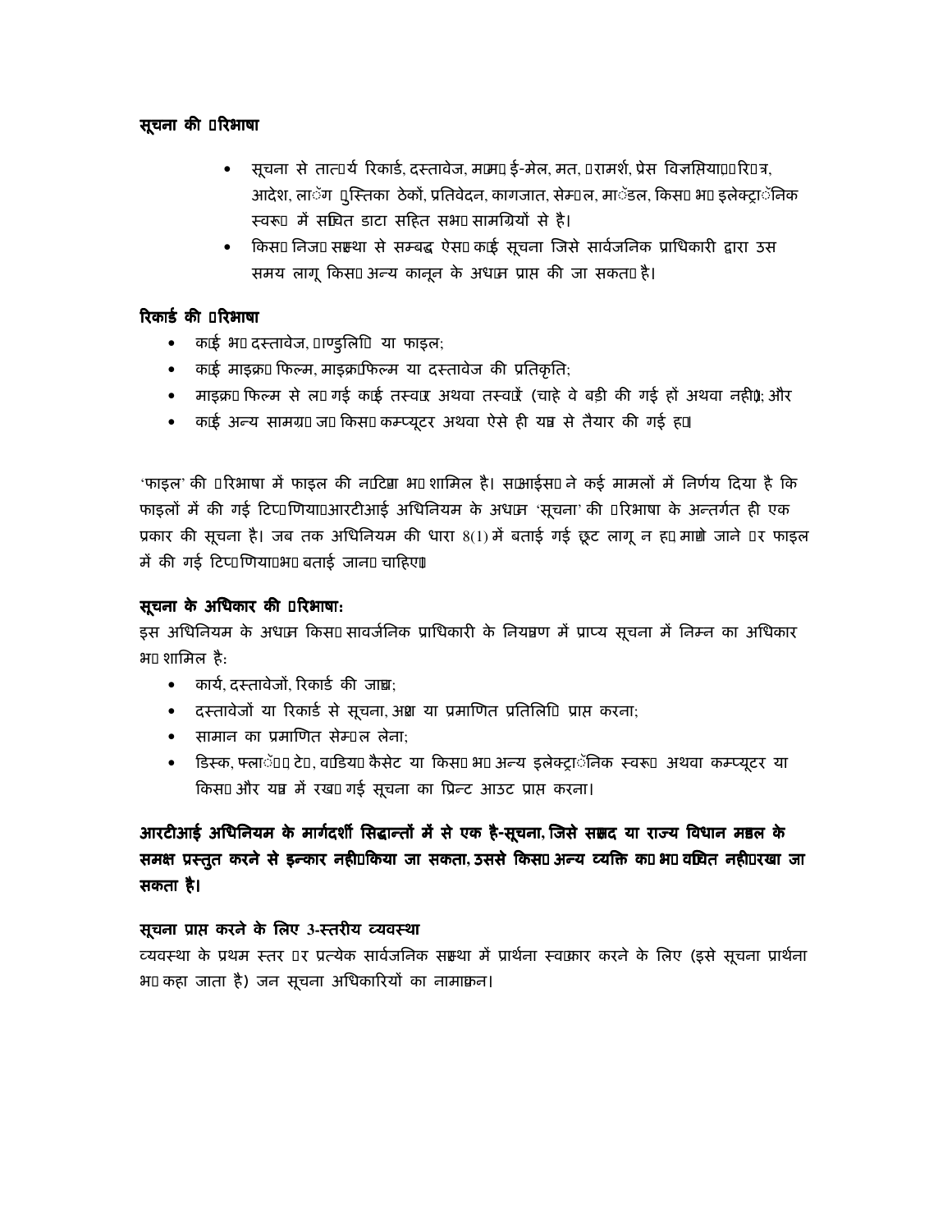### सूचना की परिभाषा

- सूचना से तात्पर्य रिकार्ड, दस्तावेज, मेमो, ई-मेल, मत, परामर्श, प्रेस विज्ञप्तियां, परिपत्र, आदेश, लॉग पुस्तिका ठेकों, प्रतिवेदन, कागजात, सेम्पल, मॉडल, किसी भी इलेक्ट्रॉनिक स्वरूप में संचित डाटा सहित सभी सामग्रियों से है।
- किसी निजी संस्था से सम्बद्ध ऐसी कोई सूचना जिसे सार्वजनिक प्राधिकारी द्वारा उस समय लागू किसी अन्य कानून के अधीन प्राप्त की जा सकती है।

### रिकार्ड की परिभाषा

- कोई भी दस्तावेज, पाण्डुलिपि या फाइल;
- कोई माइक्रो फिल्म, माइक्रोफिल्म या दस्तावेज की प्रतिकृति;
- माइक्रो फिल्म से ली गई कोई तस्वीर अथवा तस्वीरें (चाहे वे बड़ी की गई हों अथवा नहीं); और
- कोई अन्य सामग्री जो किसी कम्प्यूटर अथवा ऐसे ही यंत्र से तैयार की गई हो।

'फाइल' की परिभाषा में फाइल की नोटिंग भी शामिल है। सीआईसी ने कई मामलों में निर्णय दिया है कि फाइलों में की गई टिप्पणियां आरटीआई अधिनियम के अधीन 'सूचना' की परिभाषा के अन्तर्गत ही एक प्रकार की सूचना है। जब तक अधिनियम की धारा 8(1) में बताई गई छूट लागू न हो, मांगे जाने पर फाइल में की गई टिप्पणियां भी बताई जानी चाहिए।

### सूचना के अधिकार की परिभाषा:

इस अधिनियम के अधीन किसी सार्वजनिक प्राधिकारी के नियंत्रण में प्राप्य सूचना में निम्न का अधिकार भी शामिल है:

- कार्य, दस्तावेजों, रिकार्ड की जांच;
- दस्तावेजों या रिकार्ड से सूचना, अंश या प्रमाणित प्रतिलिपि प्राप्त करना;
- सामान का प्रमाणित सेम्पल लेना;
- डिस्क, फ्लॉपी टेप, वीडियो कैसेट या किसी भी अन्य इलेक्ट्रॉनिक स्वरूप अथवा कम्प्यूटर या किसी और यंत्र में रखी गई सूचना का प्रिन्ट आउट प्राप्त करना।

**आरटीआई अधिनियम के मार्गदर्शी सिद्धान्तों में से एक है-सूचना, जिसे संसद या राज्य विधान मंडल के समक्ष प्रस्तुत करने से इन्कार नहीं किया जा सकता, उससे किसी अन्य व्यक्ति को भी वंचित नहीं रखा जा सकता है।**

### सूचना प्राप्त करने के लिए 3-स्तरीय व्यवस्था

व्यवस्था के प्रथम स्तर पर प्रत्येक सार्वजनिक संस्था में प्रार्थना स्वीकार करने के लिए (इसे सूचना प्रार्थना भी कहा जाता है) जन सूचना अधिकारियों का नामांकन।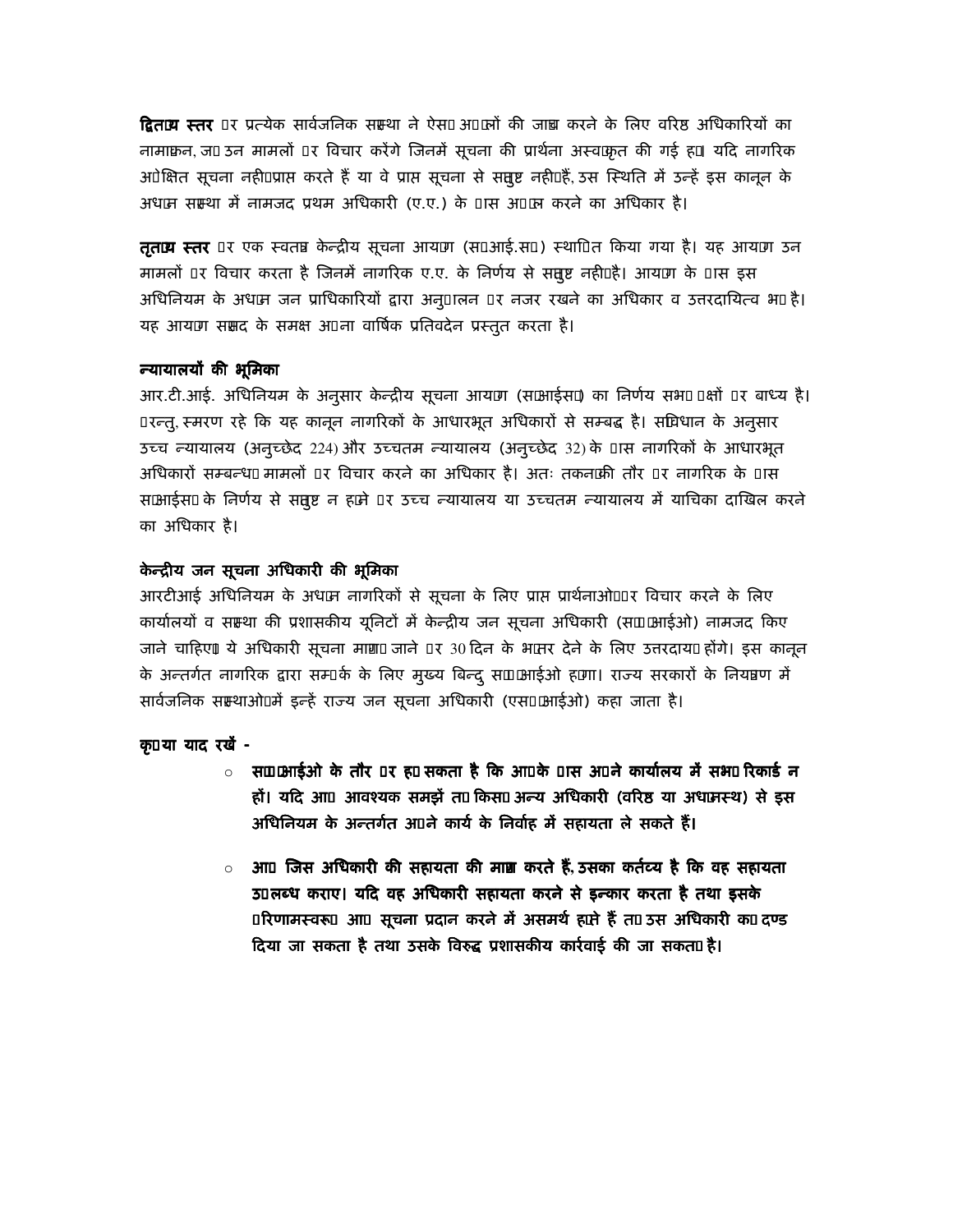**द्वितीय स्तर** पर प्रत्येक सार्वजनिक संस्था ने ऐसी अपीलों की जांच करने के लिए वरिष्ठ अधिकारियों का नामांकन, जो उन मामलों पर विचार करेंगे जिनमें सूचना की प्रार्थना अस्वीकृत की गई हो। यदि नागरिक अपेक्षित सूचना नहीं प्राप्त करते हैं या वे प्राप्त सूचना से संतुष्ट नहीं हैं, उस स्थिति में उन्हें इस कानून के अधीन संस्था में नामजद प्रथम अधिकारी (ए.ए.) के पास अपील करने का अधिकार है।

**तृतीय स्तर** पर एक स्वतंत्र केन्द्रीय सूचना आयोग (सी.आई.सी.) स्थापित किया गया है। यह आयोग उन मामलों पर विचार करता है जिनमें नागरिक ए.ए. के निर्णय से संतुष्ट नहीं है। आयोग के पास इस अधिनियम के अधीन जन प्राधिकारियों द्वारा अनुपालन पर नजर रखने का अधिकार व उत्तरदायित्व भी है। यह आयोग संसद के समक्ष अपना वार्षिक प्रतिवेदन प्रस्तुत करता है।

**न्यायालयों की भूमिका**

आर.टी.आई. अधिनियम के अनुसार केन्द्रीय सूचना आयोग (सीआईसी) का निर्णय सभी पक्षों पर बाध्य है। परन्तु, स्मरण रहे कि यह कानून नागरिकों के आधारभूत अधिकारों से सम्बद्ध है। संविधान के अनुसार उच्च न्यायालय (अनुच्छेद 224) और उच्चतम न्यायालय (अनुच्छेद 32) के पास नागरिकों के आधारभूत अधिकारों सम्बन्धी मामलों पर विचार करने का अधिकार है। अतः तकनीकी तौर पर नागरिक के पास सीआईसी के निर्णय से संतुष्ट न होने पर उच्च न्यायालय या उच्चतम न्यायालय में याचिका दाखिल करने का अधिकार है।

**केन्द्रीय जन सूचना अधिकारी की भूमिका**

आरटीआई अधिनियम के अधीन नागरिकों से सूचना के लिए प्राप्त प्रार्थनाओं पर विचार करने के लिए कार्यालयों व संस्था की प्रशासकीय यूनिटों में केन्द्रीय जन सूचना अधिकारी (सीपीआईओ) नामजद किए जाने चाहिए। ये अधिकारी सूचना मांगी जाने पर 30 दिन के भीतर देने के लिए उत्तरदायी होंगे। इस कानून के अन्तर्गत नागरिक द्वारा सम्पर्क के लिए मुख्य बिन्दु सीपीआईओ होगा। राज्य सरकारों के नियंत्रण में सार्वजनिक संस्थाओं में इन्हें राज्य जन सूचना अधिकारी (एसपीआईओ) कहा जाता है।

**कृपया याद रखें -**

- **सीपीआईओ के तौर पर हो सकता है कि आपके पास अपने कार्यालय में सभी रिकार्ड न हों। यदि आप आवश्यक समझें तो किसी अन्य अधिकारी (वरिष्ठ या अधीनस्थ) से इस अधिनियम के अन्तर्गत अपने कार्य के निर्वाह में सहायता ले सकते हैं।**

- **आप जिस अधिकारी की सहायता की मांग करते हैं, उसका कर्तव्य है कि वह सहायता उपलब्ध कराए। यदि वह अधिकारी सहायता करने से इन्कार करता है तथा इसके परिणामस्वरूप आप सूचना प्रदान करने में असमर्थ होते हैं तो उस अधिकारी को दण्ड दिया जा सकता है तथा उसके विरुद्ध प्रशासकीय कार्रवाई की जा सकती है।**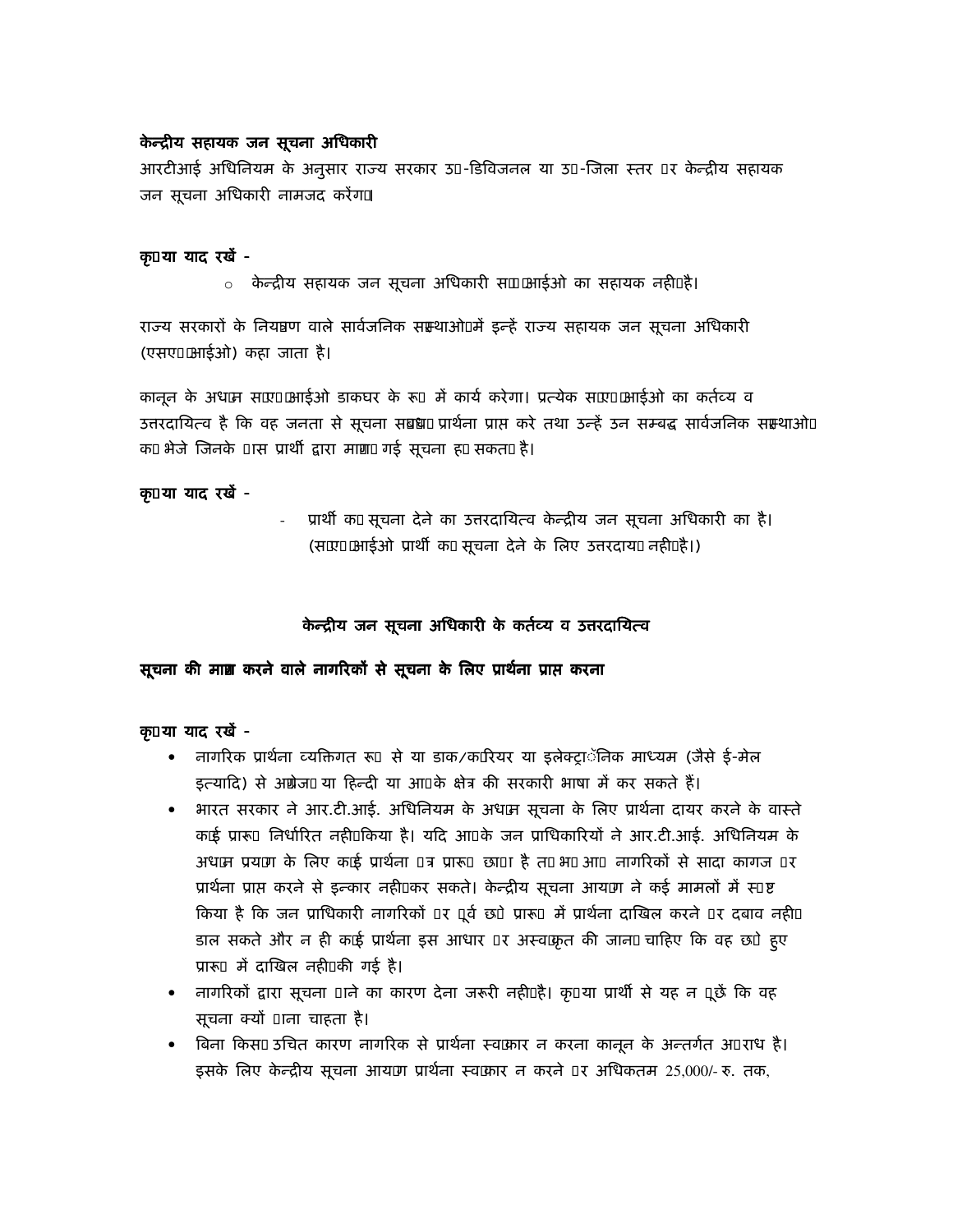**केन्द्रीय सहायक जन सूचना अधिकारी**

आरटीआई अधिनियम के अनुसार राज्य सरकार उप-डिविजनल या उप-जिला स्तर पर केन्द्रीय सहायक जन सूचना अधिकारी नामजद करेंगे।

**कृपया याद रखें -**

- केन्द्रीय सहायक जन सूचना अधिकारी सीपीआईओ का सहायक नहीं है।

राज्य सरकारों के नियंत्रण वाले सार्वजनिक संस्थाओं में इन्हें राज्य सहायक जन सूचना अधिकारी (एसएपीआईओ) कहा जाता है।

कानून के अधीन सीएपीआईओ डाकघर के रूप में कार्य करेगा। प्रत्येक सीएपीआईओ का कर्तव्य व उत्तरदायित्व है कि वह जनता से सूचना संबंधी प्रार्थना प्राप्त करे तथा उन्हें उन सम्बद्ध सार्वजनिक संस्थाओं को भेजे जिनके पास प्रार्थी द्वारा मांगी गई सूचना हो सकती है।

**कृपया याद रखें -**

- प्रार्थी को सूचना देने का उत्तरदायित्व केन्द्रीय जन सूचना अधिकारी का है। (सीएपीआईओ प्रार्थी को सूचना देने के लिए उत्तरदायी नहीं है।)

## केन्द्रीय जन सूचना अधिकारी के कर्तव्य व उत्तरदायित्व

### सूचना की मांग करने वाले नागरिकों से सूचना के लिए प्रार्थना प्राप्त करना

**कृपया याद रखें -**

- नागरिक प्रार्थना व्यक्तिगत रूप से या डाक/करियर या इलेक्ट्रॉनिक माध्यम (जैसे ई-मेल इत्यादि) से अंग्रेजी या हिन्दी या आपके क्षेत्र की सरकारी भाषा में कर सकते हैं।
- भारत सरकार ने आर.टी.आई. अधिनियम के अधीन सूचना के लिए प्रार्थना दायर करने के वास्ते कोई प्रारूप निर्धारित नहीं किया है। यदि आपके जन प्राधिकारियों ने आर.टी.आई. अधिनियम के अधीन प्रयोग के लिए कोई प्रार्थना पत्र प्रारूप छापा है तो भी आप नागरिकों से सादा कागज पर प्रार्थना प्राप्त करने से इन्कार नहीं कर सकते। केन्द्रीय सूचना आयोग ने कई मामलों में स्पष्ट किया है कि जन प्राधिकारी नागरिकों पर पूर्व छपे प्रारूप में प्रार्थना दाखिल करने पर दबाव नहीं डाल सकते और न ही कोई प्रार्थना इस आधार पर अस्वीकृत की जानी चाहिए कि वह छपे हुए प्रारूप में दाखिल नहीं की गई है।
- नागरिकों द्वारा सूचना पाने का कारण देना जरूरी नहीं है। कृपया प्रार्थी से यह न पूछें कि वह सूचना क्यों पाना चाहता है।
- बिना किसी उचित कारण नागरिक से प्रार्थना स्वीकार न करना कानून के अन्तर्गत अपराध है। इसके लिए केन्द्रीय सूचना आयोग प्रार्थना स्वीकार न करने पर अधिकतम 25,000/- रु. तक,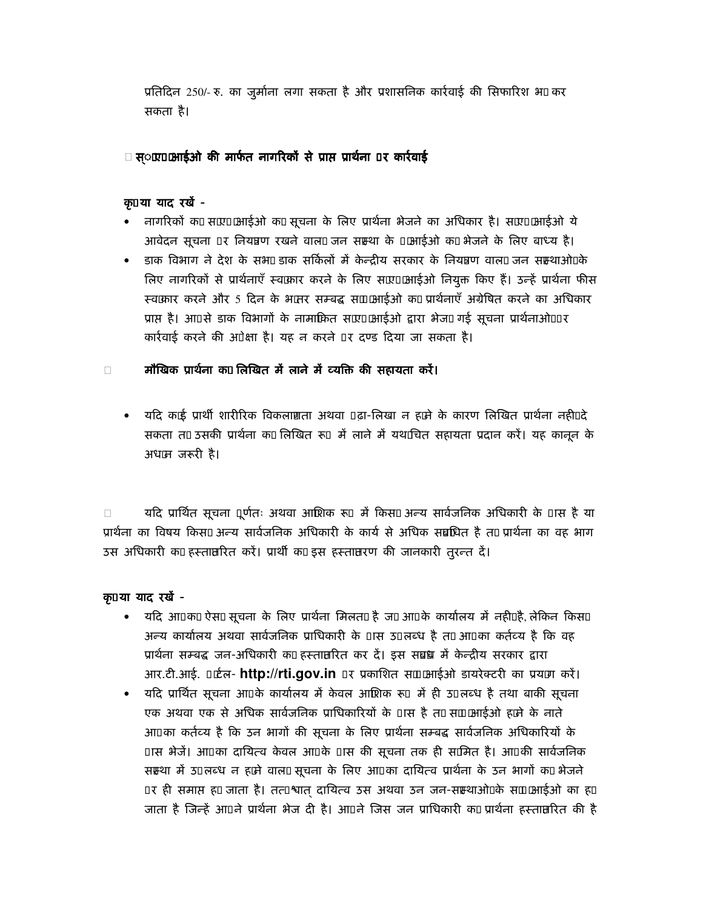प्रतिदिन 250/- रु. का जुर्माना लगा सकता है और प्रशासनिक कार्रवाई की सिफारिश भी कर सकता है।

### स.ए.पी.आईओ की मार्फत नागरिकों से प्राप्त प्रार्थना पर कार्रवाई

**कृपया याद रखें -**

- नागरिकों को सए.पी.आईओ को सूचना के लिए प्रार्थना भेजने का अधिकार है। सए.पी.आईओ ये आवेदन सूचना पर नियंत्रण रखने वाली जन संस्था के पी.आईओ को भेजने के लिए बाध्य है।
- डाक विभाग ने देश के सभी डाक सर्किलों में केन्द्रीय सरकार के नियंत्रण वाली जन संस्थाओं के लिए नागरिकों से प्रार्थनाएँ स्वीकार करने के लिए सए.पी.आईओ नियुक्त किए हैं। उन्हें प्रार्थना फीस स्वीकार करने और 5 दिन के भीतर सम्बद्ध सी.पी.आईओ को प्रार्थनाएँ अग्रेषित करने का अधिकार प्राप्त है। आपसे डाक विभागों के नामांकित सए.पी.आईओ द्वारा भेजी गई सूचना प्रार्थनाओं पर कार्रवाई करने की अपेक्षा है। यह न करने पर दण्ड दिया जा सकता है।

**मौखिक प्रार्थना को लिखित में लाने में व्यक्ति की सहायता करें।**

- यदि कोई प्रार्थी शारीरिक विकलांगता अथवा पढ़ा-लिखा न होने के कारण लिखित प्रार्थना नहीं दे सकता तो उसकी प्रार्थना को लिखित रूप में लाने में यथोचित सहायता प्रदान करें। यह कानून के अधीन जरूरी है।

यदि प्रार्थित सूचना पूर्णतः अथवा आंशिक रूप में किसी अन्य सार्वजनिक अधिकारी के पास है या प्रार्थना का विषय किसी अन्य सार्वजनिक अधिकारी के कार्य से अधिक सम्बंधित है तो प्रार्थना का वह भाग उस अधिकारी को हस्तांतरित करें। प्रार्थी को इस हस्तांतरण की जानकारी तुरन्त दें।

**कृपया याद रखें -**

- यदि आपको ऐसी सूचना के लिए प्रार्थना मिलती है जो आपके कार्यालय में नहीं है, लेकिन किसी अन्य कार्यालय अथवा सार्वजनिक प्राधिकारी के पास उपलब्ध है तो आपका कर्तव्य है कि वह प्रार्थना सम्बद्ध जन-अधिकारी को हस्तांतरित कर दें। इस सम्बंध में केन्द्रीय सरकार द्वारा आर.टी.आई. पोर्टल- **http://rti.gov.in** पर प्रकाशित सी.पी.आईओ डायरेक्टरी का प्रयोग करें।
- यदि प्रार्थित सूचना आपके कार्यालय में केवल आंशिक रूप में ही उपलब्ध है तथा बाकी सूचना एक अथवा एक से अधिक सार्वजनिक प्राधिकारियों के पास है तो सी.पी.आईओ होने के नाते आपका कर्तव्य है कि उन भागों की सूचना के लिए प्रार्थना सम्बद्ध सार्वजनिक अधिकारियों के पास भेजें। आपका दायित्व केवल आपके पास की सूचना तक ही सीमित है। आपकी सार्वजनिक संस्था में उपलब्ध न होने वाली सूचना के लिए आपका दायित्व प्रार्थना के उन भागों को भेजने पर ही समाप्त हो जाता है। तत्पश्चात् दायित्व उस अथवा उन जन-संस्थाओं के सी.पी.आईओ का हो जाता है जिन्हें आपने प्रार्थना भेज दी है। आपने जिस जन प्राधिकारी को प्रार्थना हस्तांतरित की है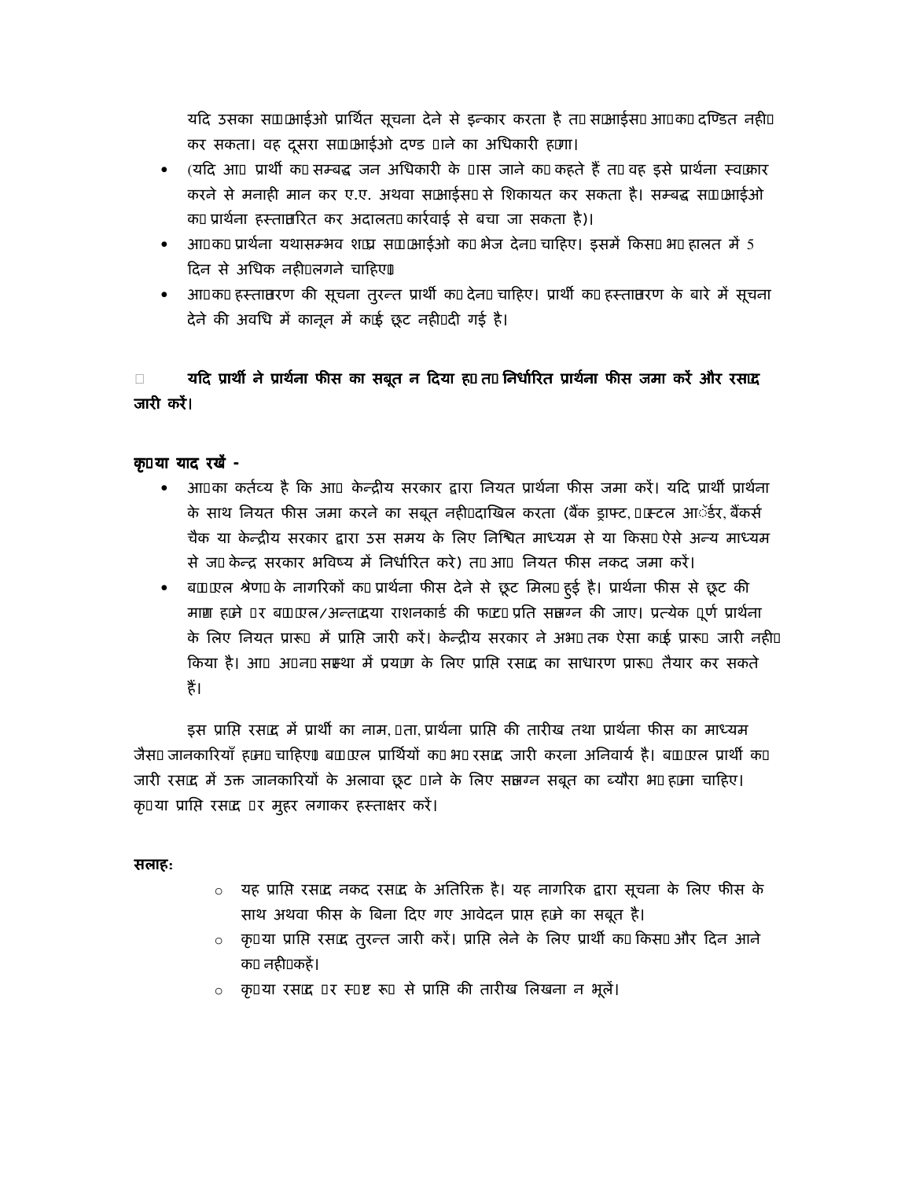यदि उसका सी॰पी॰आईओ प्रार्थित सूचना देने से इन्कार करता है तो सीआईसी आपको दण्डित नहीं कर सकता। वह दूसरा सी॰पी॰आईओ दण्ड पाने का अधिकारी होगा।

- (यदि आप प्रार्थी को सम्बद्ध जन अधिकारी के पास जाने को कहते हैं तो वह इसे प्रार्थना स्वीकार करने से मनाही मान कर ए.ए. अथवा सीआईसी से शिकायत कर सकता है। सम्बद्ध सी॰पी॰आईओ को प्रार्थना हस्तान्तरित कर अदालती कार्रवाई से बचा जा सकता है)।
- आपको प्रार्थना यथासम्भव शीघ्र सी॰पी॰आईओ को भेज देनी चाहिए। इसमें किसी भी हालत में 5 दिन से अधिक नहीं लगने चाहिए।
- आपको हस्तान्तरण की सूचना तुरन्त प्रार्थी को देनी चाहिए। प्रार्थी को हस्तान्तरण के बारे में सूचना देने की अवधि में कानून में कोई छूट नहीं दी गई है।

- **यदि प्रार्थी ने प्रार्थना फीस का सबूत न दिया हो तो निर्धारित प्रार्थना फीस जमा करें और रसीद जारी करें।**

**कृपया याद रखें -**

- आपका कर्तव्य है कि आप केन्द्रीय सरकार द्वारा नियत प्रार्थना फीस जमा करें। यदि प्रार्थी प्रार्थना के साथ नियत फीस जमा करने का सबूत नहीं दाखिल करता (बैंक ड्राफ्ट, पोस्टल आर्डर, बैंकर्स चैक या केन्द्रीय सरकार द्वारा उस समय के लिए निश्चित माध्यम से या किसी ऐसे अन्य माध्यम से जो केन्द्र सरकार भविष्य में निर्धारित करे) तो आप नियत फीस नकद जमा करें।
- बी॰पी॰एल श्रेणी के नागरिकों को प्रार्थना फीस देने से छूट मिली हुई है। प्रार्थना फीस से छूट की मांग होने पर बी॰पी॰एल/अन्त्योदय राशनकार्ड की फोटो प्रति संलग्न की जाए। प्रत्येक पूर्ण प्रार्थना के लिए नियत प्रारूप में प्राप्ति जारी करें। केन्द्रीय सरकार ने अभी तक ऐसा कोई प्रारूप जारी नहीं किया है। आप अपनी संस्था में प्रयोग के लिए प्राप्ति रसीद का साधारण प्रारूप तैयार कर सकते हैं।

इस प्राप्ति रसीद में प्रार्थी का नाम, पता, प्रार्थना प्राप्ति की तारीख तथा प्रार्थना फीस का माध्यम जैसी जानकारियाँ होनी चाहिए। बी॰पी॰एल प्रार्थियों को भी रसीद जारी करना अनिवार्य है। बी॰पी॰एल प्रार्थी को जारी रसीद में उक्त जानकारियों के अलावा छूट पाने के लिए संलग्न सबूत का ब्यौरा भी होना चाहिए। कृपया प्राप्ति रसीद पर मुहर लगाकर हस्ताक्षर करें।

**सलाहः**

- यह प्राप्ति रसीद नकद रसीद के अतिरिक्त है। यह नागरिक द्वारा सूचना के लिए फीस के साथ अथवा फीस के बिना दिए गए आवेदन प्राप्त होने का सबूत है।
- कृपया प्राप्ति रसीद तुरन्त जारी करें। प्राप्ति लेने के लिए प्रार्थी को किसी और दिन आने को नहीं कहें।
- कृपया रसीद पर स्पष्ट रूप से प्राप्ति की तारीख लिखना न भूलें।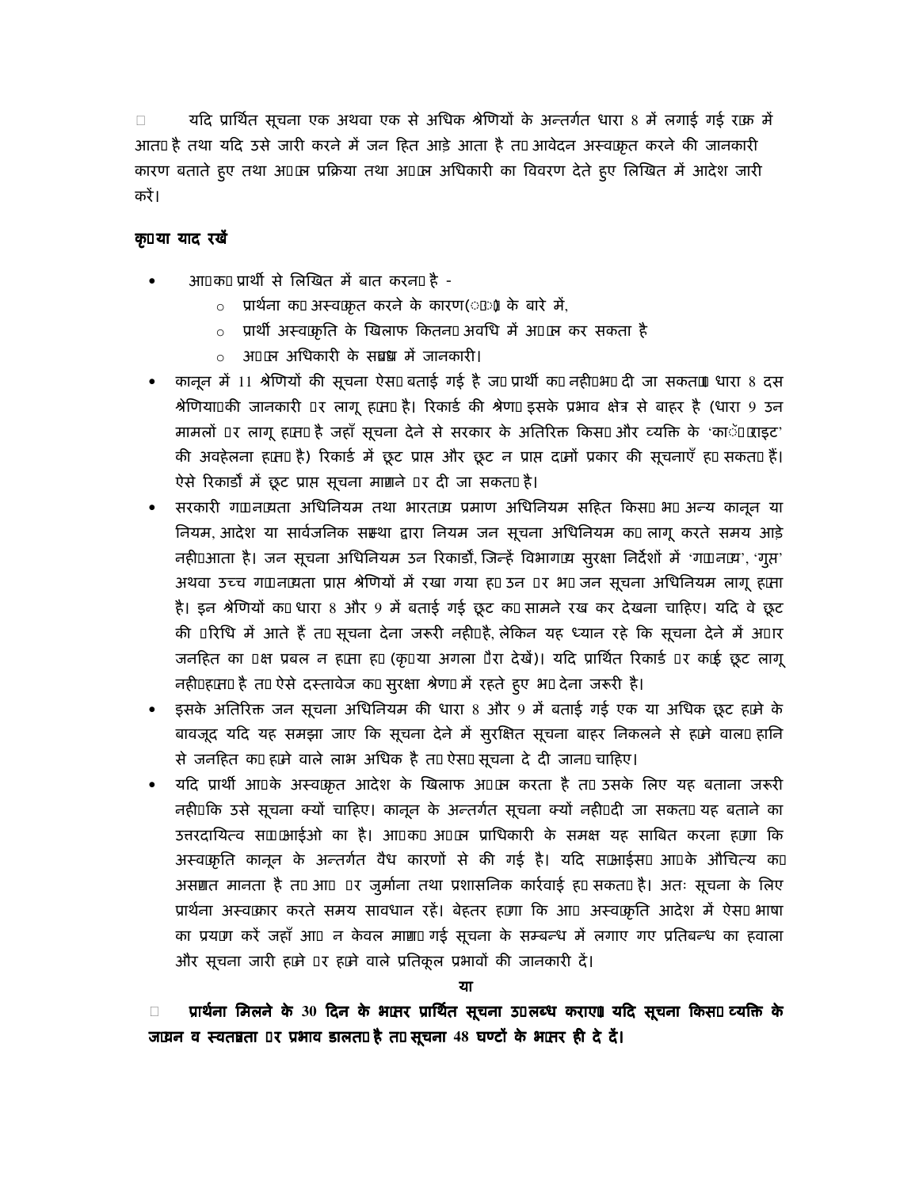- यदि प्रार्थित सूचना एक अथवा एक से अधिक श्रेणियों के अन्तर्गत धारा 8 में लगाई गई रोक में आती है तथा यदि उसे जारी करने में जन हित आड़े आता है तो आवेदन अस्वीकृत करने की जानकारी कारण बताते हुए तथा अपील प्रक्रिया तथा अपील अधिकारी का विवरण देते हुए लिखित में आदेश जारी करें।

**कृपया याद रखें**

- आपको प्रार्थी से लिखित में बात करनी है -
  - प्रार्थना को अस्वीकृत करने के कारण(ों) के बारे में,
  - प्रार्थी अस्वीकृति के खिलाफ कितनी अवधि में अपील कर सकता है
  - अपील अधिकारी के सम्बन्ध में जानकारी।
- कानून में 11 श्रेणियों की सूचना ऐसी बताई गई है जो प्रार्थी को नहीं भी दी जा सकती। धारा 8 दस श्रेणियों की जानकारी पर लागू होती है। रिकार्ड की श्रेणी इसके प्रभाव क्षेत्र से बाहर है (धारा 9 उन मामलों पर लागू होती है जहाँ सूचना देने से सरकार के अतिरिक्त किसी और व्यक्ति के 'कॉपीराइट' की अवहेलना होती है) रिकार्ड में छूट प्राप्त और छूट न प्राप्त दोनों प्रकार की सूचनाएँ हो सकती हैं। ऐसे रिकार्डों में छूट प्राप्त सूचना मांगने पर दी जा सकती है।
- सरकारी गोपनीयता अधिनियम तथा भारतीय प्रमाण अधिनियम सहित किसी भी अन्य कानून या नियम, आदेश या सार्वजनिक संस्था द्वारा नियम जन सूचना अधिनियम को लागू करते समय आड़े नहीं आता है। जन सूचना अधिनियम उन रिकार्डों, जिन्हें विभागीय सुरक्षा निर्देशों में 'गोपनीय', 'गुप्त' अथवा उच्च गोपनीयता प्राप्त श्रेणियों में रखा गया हो उन पर भी जन सूचना अधिनियम लागू होता है। इन श्रेणियों को धारा 8 और 9 में बताई गई छूट को सामने रख कर देखना चाहिए। यदि वे छूट की परिधि में आते हैं तो सूचना देना जरूरी नहीं है, लेकिन यह ध्यान रहे कि सूचना देने में अपार जनहित का पक्ष प्रबल न होता हो (कृपया अगला पैरा देखें)। यदि प्रार्थित रिकार्ड पर कोई छूट लागू नहीं होती है तो ऐसे दस्तावेज को सुरक्षा श्रेणी में रहते हुए भी देना जरूरी है।
- इसके अतिरिक्त जन सूचना अधिनियम की धारा 8 और 9 में बताई गई एक या अधिक छूट होने के बावजूद यदि यह समझा जाए कि सूचना देने में सुरक्षित सूचना बाहर निकलने से होने वाली हानि से जनहित को होने वाले लाभ अधिक है तो ऐसी सूचना दे दी जानी चाहिए।
- यदि प्रार्थी आपके अस्वीकृत आदेश के खिलाफ अपील करता है तो उसके लिए यह बताना जरूरी नहीं कि उसे सूचना क्यों चाहिए। कानून के अन्तर्गत सूचना क्यों नहीं दी जा सकती यह बताने का उत्तरदायित्व सीपीआईओ का है। आपको अपील प्राधिकारी के समक्ष यह साबित करना होगा कि अस्वीकृति कानून के अन्तर्गत वैध कारणों से की गई है। यदि सीआईसी आपके औचित्य को असंगत मानता है तो आप पर जुर्माना तथा प्रशासनिक कार्रवाई हो सकती है। अतः सूचना के लिए प्रार्थना अस्वीकार करते समय सावधान रहें। बेहतर होगा कि आप अस्वीकृति आदेश में ऐसी भाषा का प्रयोग करें जहाँ आप न केवल मांगी गई सूचना के सम्बन्ध में लगाए गए प्रतिबन्ध का हवाला और सूचना जारी होने पर होने वाले प्रतिकूल प्रभावों की जानकारी दें।

**या**

- **प्रार्थना मिलने के 30 दिन के भीतर प्रार्थित सूचना उपलब्ध कराएं। यदि सूचना किसी व्यक्ति के जीवन व स्वतंत्रता पर प्रभाव डालती है तो सूचना 48 घण्टों के भीतर ही दे दें।**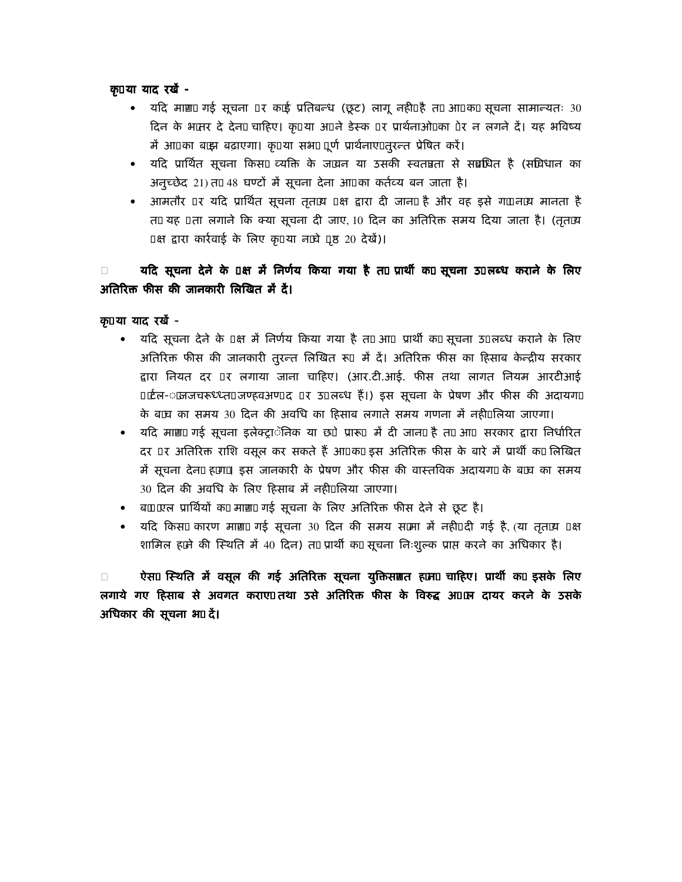**कृपया याद रखें -**

- यदि मांगी गई सूचना पर कोई प्रतिबन्ध (छूट) लागू नहीं है तो आपको सूचना सामान्यतः 30 दिन के भीतर दे देनी चाहिए। कृपया अपने डेस्क पर प्रार्थनाओं का ढेर न लगने दें। यह भविष्य में आपका बोझ बढ़ाएगा। कृपया सभी पूर्ण प्रार्थनाएं तुरन्त प्रेषित करें।
- यदि प्रार्थित सूचना किसी व्यक्ति के जीवन या उसकी स्वतंत्रता से संबंधित है (संविधान का अनुच्छेद 21) तो 48 घण्टों में सूचना देना आपका कर्तव्य बन जाता है।
- आमतौर पर यदि प्रार्थित सूचना तृतीय पक्ष द्वारा दी जानी है और वह इसे गोपनीय मानता है तो यह पता लगाने कि क्या सूचना दी जाए, 10 दिन का अतिरिक्त समय दिया जाता है। (तृतीय पक्ष द्वारा कार्रवाई के लिए कृपया नीचे पृष्ठ 20 देखें)।

- **यदि सूचना देने के पक्ष में निर्णय किया गया है तो प्रार्थी को सूचना उपलब्ध कराने के लिए अतिरिक्त फीस की जानकारी लिखित में दें।**

**कृपया याद रखें -**

- यदि सूचना देने के पक्ष में निर्णय किया गया है तो आप प्रार्थी को सूचना उपलब्ध कराने के लिए अतिरिक्त फीस की जानकारी तुरन्त लिखित रूप में दें। अतिरिक्त फीस का हिसाब केन्द्रीय सरकार द्वारा नियत दर पर लगाया जाना चाहिए। (आर.टी.आई. फीस तथा लागत नियम आरटीआई पोर्टल-http://rtionline.gov.in पर उपलब्ध हैं।) इस सूचना के प्रेषण और फीस की अदायगी के बीच का समय 30 दिन की अवधि का हिसाब लगाते समय गणना में नहीं लिया जाएगा।
- यदि मांगी गई सूचना इलेक्ट्रॉनिक या छपे प्रारूप में दी जानी है तो आप सरकार द्वारा निर्धारित दर पर अतिरिक्त राशि वसूल कर सकते हैं आपको इस अतिरिक्त फीस के बारे में प्रार्थी को लिखित में सूचना देनी होगी। इस जानकारी के प्रेषण और फीस की वास्तविक अदायगी के बीच का समय 30 दिन की अवधि के लिए हिसाब में नहीं लिया जाएगा।
- बीपीएल प्रार्थियों को मांगी गई सूचना के लिए अतिरिक्त फीस देने से छूट है।
- यदि किसी कारण मांगी गई सूचना 30 दिन की समय सीमा में नहीं दी गई है, (या तृतीय पक्ष शामिल होने की स्थिति में 40 दिन) तो प्रार्थी को सूचना निःशुल्क प्राप्त करने का अधिकार है।

- **ऐसी स्थिति में वसूल की गई अतिरिक्त सूचना युक्तिसंगत होनी चाहिए। प्रार्थी को इसके लिए लगाये गए हिसाब से अवगत कराएं तथा उसे अतिरिक्त फीस के विरुद्ध अपील दायर करने के उसके अधिकार की सूचना भी दें।**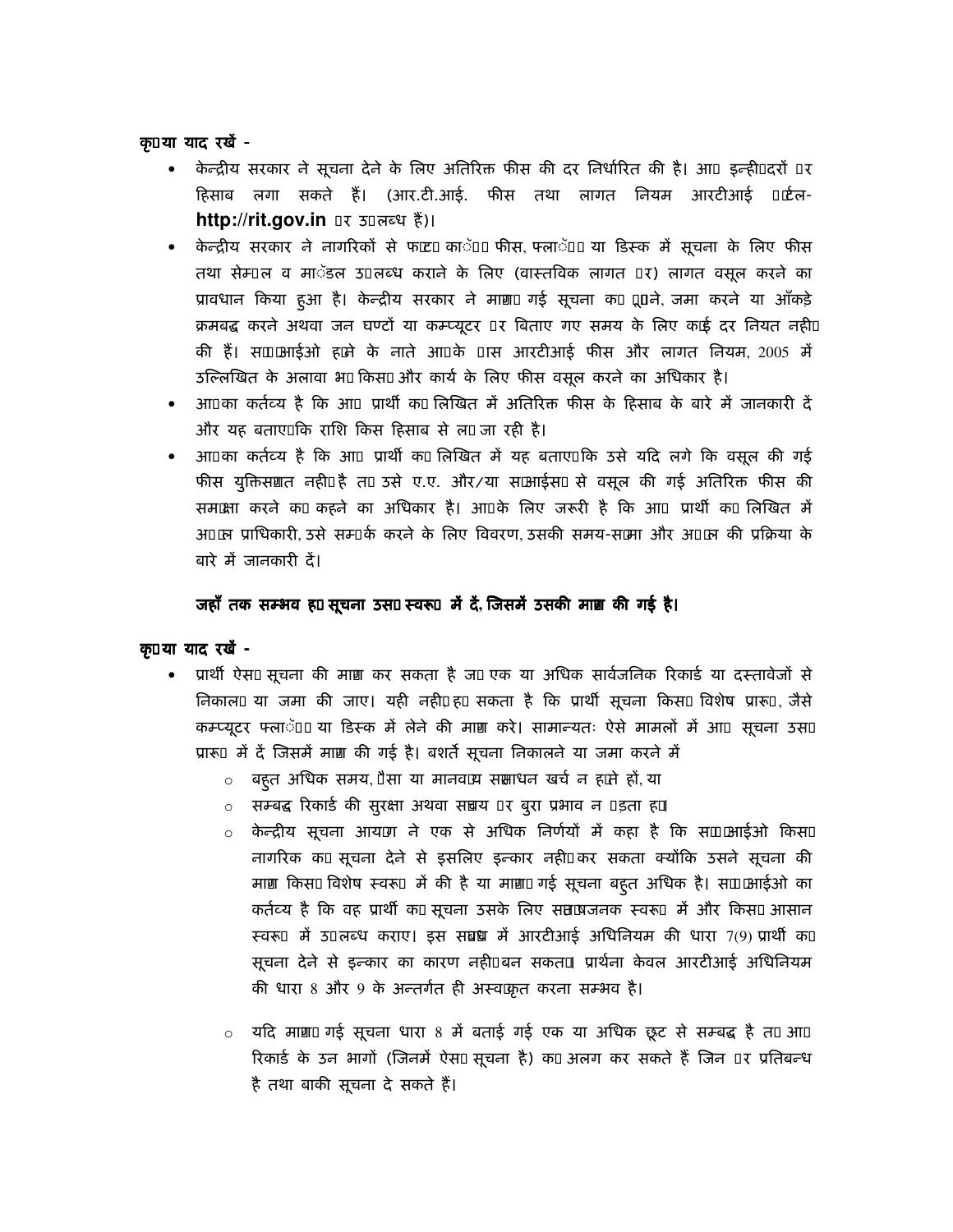**कृपया याद रखें -**

- केन्द्रीय सरकार ने सूचना देने के लिए अतिरिक्त फीस की दर निर्धारित की है। आप इन्हीं दरों पर हिसाब लगा सकते हैं। (आर.टी.आई. फीस तथा लागत नियम आरटीआई पोर्टल- **http://rit.gov.in** पर उपलब्ध हैं)।
- केन्द्रीय सरकार ने नागरिकों से फोटो कॉपी फीस, फ्लॉपी या डिस्क में सूचना के लिए फीस तथा सेम्पल व मॉडल उपलब्ध कराने के लिए (वास्तविक लागत पर) लागत वसूल करने का प्रावधान किया हुआ है। केन्द्रीय सरकार ने मांगी गई सूचना को ढूंढने, जमा करने या आँकड़े क्रमबद्ध करने अथवा जन घण्टों या कम्प्यूटर पर बिताए गए समय के लिए कोई दर नियत नहीं की हैं। सीपीआईओ होने के नाते आपके पास आरटीआई फीस और लागत नियम, 2005 में उल्लिखित के अलावा भी किसी और कार्य के लिए फीस वसूल करने का अधिकार है।
- आपका कर्तव्य है कि आप प्रार्थी को लिखित में अतिरिक्त फीस के हिसाब के बारे में जानकारी दें और यह बताएं कि राशि किस हिसाब से ली जा रही है।
- आपका कर्तव्य है कि आप प्रार्थी को लिखित में यह बताएं कि उसे यदि लगे कि वसूल की गई फीस युक्तिसंगत नहीं है तो उसे ए.ए. और/या सीआईसी से वसूल की गई अतिरिक्त फीस की समीक्षा करने को कहने का अधिकार है। आपके लिए जरूरी है कि आप प्रार्थी को लिखित में अपील प्राधिकारी, उसे सम्पर्क करने के लिए विवरण, उसकी समय-सीमा और अपील की प्रक्रिया के बारे में जानकारी दें।

**जहाँ तक सम्भव हो सूचना उसी स्वरूप में दें, जिसमें उसकी मांग की गई है।**

**कृपया याद रखें -**

- प्रार्थी ऐसी सूचना की मांग कर सकता है जो एक या अधिक सार्वजनिक रिकार्ड या दस्तावेजों से निकाली या जमा की जाए। यही नहीं हो सकता है कि प्रार्थी सूचना किसी विशेष प्रारूप, जैसे कम्प्यूटर फ्लॉपी या डिस्क में लेने की मांग करे। सामान्यतः ऐसे मामलों में आप सूचना उसी प्रारूप में दें जिसमें मांग की गई है। बशर्ते सूचना निकालने या जमा करने में
  - बहुत अधिक समय, पैसा या मानवीय संसाधन खर्च न होते हों, या
  - सम्बद्ध रिकार्ड की सुरक्षा अथवा संचय पर बुरा प्रभाव न पड़ता हो।
  - केन्द्रीय सूचना आयोग ने एक से अधिक निर्णयों में कहा है कि सीपीआईओ किसी नागरिक को सूचना देने से इसलिए इन्कार नहीं कर सकता क्योंकि उसने सूचना की मांग किसी विशेष स्वरूप में की है या मांगी गई सूचना बहुत अधिक है। सीपीआईओ का कर्तव्य है कि वह प्रार्थी को सूचना उसके लिए सुविधाजनक स्वरूप में और किसी आसान स्वरूप में उपलब्ध कराए। इस संबंध में आरटीआई अधिनियम की धारा 7(9) प्रार्थी को सूचना देने से इन्कार का कारण नहीं बन सकती। प्रार्थना केवल आरटीआई अधिनियम की धारा 8 और 9 के अन्तर्गत ही अस्वीकृत करना सम्भव है।
  - यदि मांगी गई सूचना धारा 8 में बताई गई एक या अधिक छूट से सम्बद्ध है तो आप रिकार्ड के उन भागों (जिनमें ऐसी सूचना है) को अलग कर सकते हैं जिन पर प्रतिबन्ध है तथा बाकी सूचना दे सकते हैं।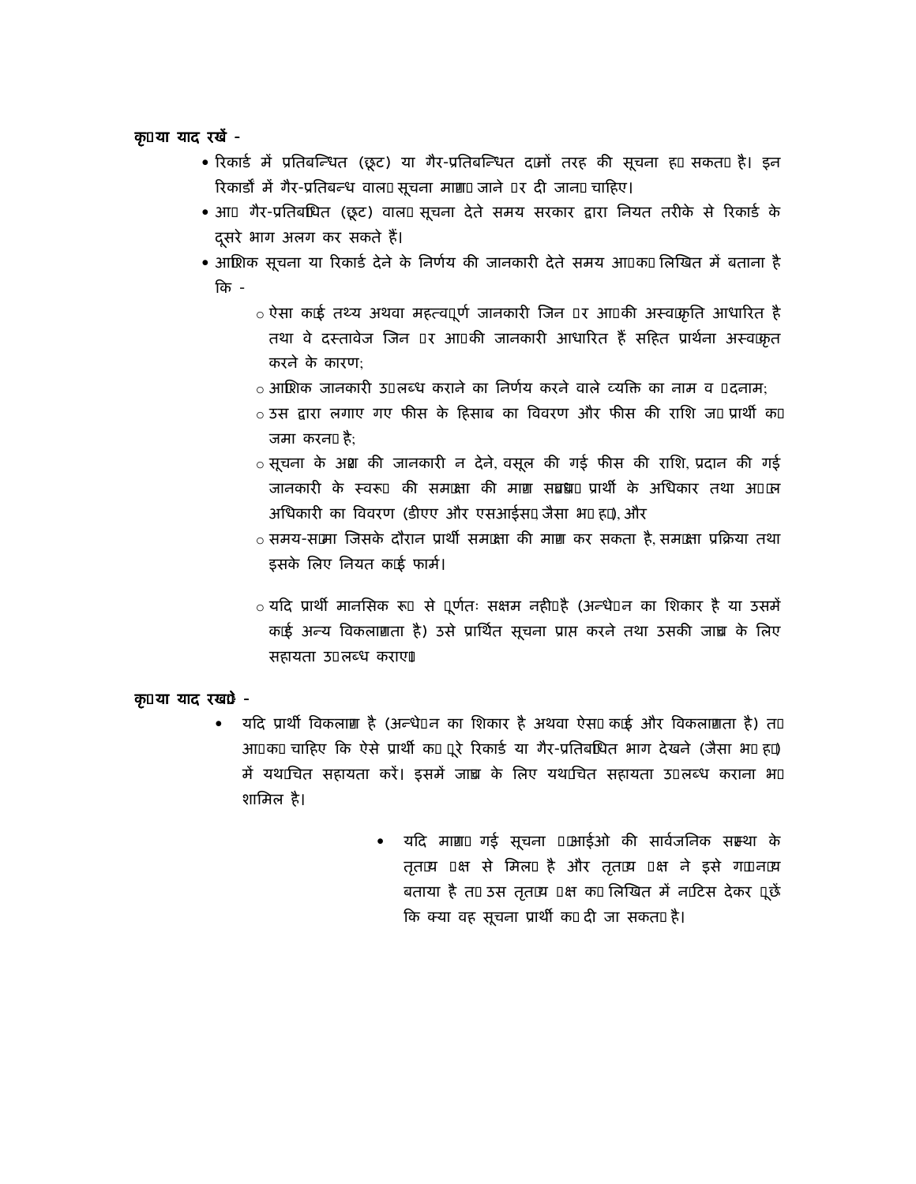**कृपया याद रखें -**

- रिकार्ड में प्रतिबन्धित (छूट) या गैर-प्रतिबन्धित दोनों तरह की सूचना हो सकती है। इन रिकार्डों में गैर-प्रतिबन्ध वाली सूचना मांगी जाने पर दी जानी चाहिए।
- आप गैर-प्रतिबंधित (छूट) वाली सूचना देते समय सरकार द्वारा नियत तरीके से रिकार्ड के दूसरे भाग अलग कर सकते हैं।
- आंशिक सूचना या रिकार्ड देने के निर्णय की जानकारी देते समय आपको लिखित में बताना है कि -
  - ऐसा कोई तथ्य अथवा महत्वपूर्ण जानकारी जिन पर आपकी अस्वीकृति आधारित है तथा वे दस्तावेज जिन पर आपकी जानकारी आधारित हैं सहित प्रार्थना अस्वीकृत करने के कारण;
  - आंशिक जानकारी उपलब्ध कराने का निर्णय करने वाले व्यक्ति का नाम व पदनाम;
  - उस द्वारा लगाए गए फीस के हिसाब का विवरण और फीस की राशि जो प्रार्थी को जमा करनी है;
  - सूचना के अंश की जानकारी न देने, वसूल की गई फीस की राशि, प्रदान की गई जानकारी के स्वरूप की समीक्षा की मांग संबंधी प्रार्थी के अधिकार तथा अपील अधिकारी का विवरण (डीएए और एसआईसी, जैसा भी हो), और
  - समय-सीमा जिसके दौरान प्रार्थी समीक्षा की मांग कर सकता है, समीक्षा प्रक्रिया तथा इसके लिए नियत कोई फार्म।
  - यदि प्रार्थी मानसिक रूप से पूर्णतः सक्षम नहीं है (अन्धेपन का शिकार है या उसमें कोई अन्य विकलांगता है) उसे प्रार्थित सूचना प्राप्त करने तथा उसकी जांच के लिए सहायता उपलब्ध कराएं।

**कृपया याद रखें -**

- यदि प्रार्थी विकलांग है (अन्धेपन का शिकार है अथवा ऐसी कोई और विकलांगता है) तो आपको चाहिए कि ऐसे प्रार्थी को पूरे रिकार्ड या गैर-प्रतिबंधित भाग देखने (जैसा भी हो) में यथोचित सहायता करें। इसमें जांच के लिए यथोचित सहायता उपलब्ध कराना भी शामिल है।

- यदि मांगी गई सूचना पीआईओ की सार्वजनिक संस्था के तृतीय पक्ष से मिली है और तृतीय पक्ष ने इसे गोपनीय बताया है तो उस तृतीय पक्ष को लिखित में नोटिस देकर पूछें कि क्या वह सूचना प्रार्थी को दी जा सकती है।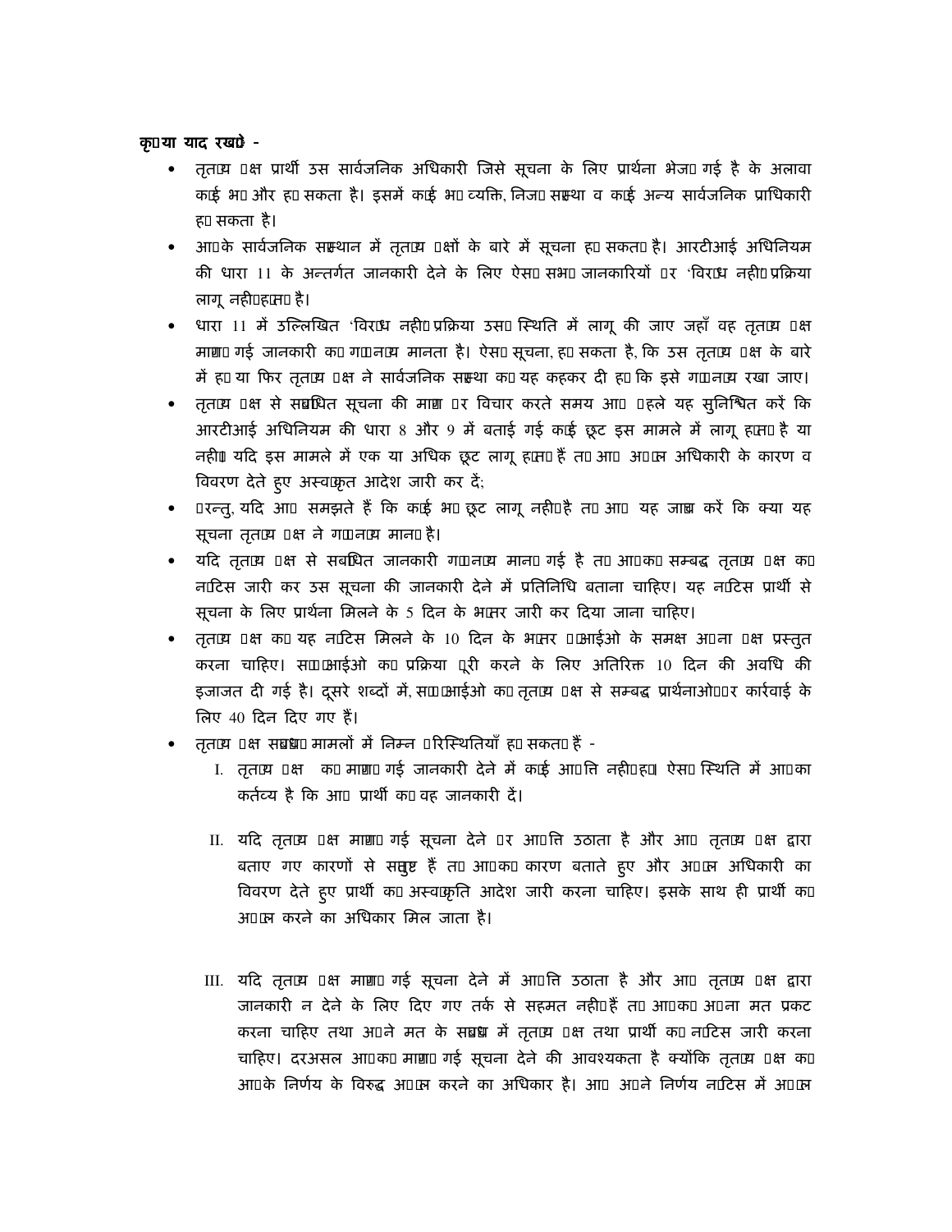**कृपया याद रखें -**

- तृतीय पक्ष प्रार्थी उस सार्वजनिक अधिकारी जिसे सूचना के लिए प्रार्थना भेजी गई है के अलावा कोई भी और हो सकता है। इसमें कोई भी व्यक्ति, निजी संस्था व कोई अन्य सार्वजनिक प्राधिकारी हो सकता है।
- आपके सार्वजनिक संस्थान में तृतीय पक्षों के बारे में सूचना हो सकती है। आरटीआई अधिनियम की धारा 11 के अन्तर्गत जानकारी देने के लिए ऐसी सभी जानकारियों पर 'विरोध नहीं' प्रक्रिया लागू नहीं होती है।
- धारा 11 में उल्लिखित 'विरोध नहीं' प्रक्रिया उसी स्थिति में लागू की जाए जहाँ वह तृतीय पक्ष मांगी गई जानकारी को गोपनीय मानता है। ऐसी सूचना, हो सकता है, कि उस तृतीय पक्ष के बारे में हो या फिर तृतीय पक्ष ने सार्वजनिक संस्था को यह कहकर दी हो कि इसे गोपनीय रखा जाए।
- तृतीय पक्ष से सम्बंधित सूचना की मांग पर विचार करते समय आप पहले यह सुनिश्चित करें कि आरटीआई अधिनियम की धारा 8 और 9 में बताई गई कोई छूट इस मामले में लागू होती है या नहीं। यदि इस मामले में एक या अधिक छूट लागू होती हैं तो आप अपील अधिकारी के कारण व विवरण देते हुए अस्वीकृत आदेश जारी कर दें;
- परन्तु, यदि आप समझते हैं कि कोई भी छूट लागू नहीं है तो आप यह जांच करें कि क्या यह सूचना तृतीय पक्ष ने गोपनीय मानी है।
- यदि तृतीय पक्ष से सबंधित जानकारी गोपनीय मानी गई है तो आपको सम्बद्ध तृतीय पक्ष को नोटिस जारी कर उस सूचना की जानकारी देने में प्रतिनिधि बताना चाहिए। यह नोटिस प्रार्थी से सूचना के लिए प्रार्थना मिलने के 5 दिन के भीतर जारी कर दिया जाना चाहिए।
- तृतीय पक्ष को यह नोटिस मिलने के 10 दिन के भीतर पीआईओ के समक्ष अपना पक्ष प्रस्तुत करना चाहिए। सीपीआईओ को प्रक्रिया पूरी करने के लिए अतिरिक्त 10 दिन की अवधि की इजाजत दी गई है। दूसरे शब्दों में, सीपीआईओ को तृतीय पक्ष से सम्बद्ध प्रार्थनाओं पर कार्रवाई के लिए 40 दिन दिए गए हैं।
- तृतीय पक्ष सम्बंधी मामलों में निम्न परिस्थितियाँ हो सकती हैं -
  I. तृतीय पक्ष को मांगी गई जानकारी देने में कोई आपत्ति नहीं हो। ऐसी स्थिति में आपका कर्तव्य है कि आप प्रार्थी को वह जानकारी दें।

  II. यदि तृतीय पक्ष मांगी गई सूचना देने पर आपत्ति उठाता है और आप तृतीय पक्ष द्वारा बताए गए कारणों से संतुष्ट हैं तो आपको कारण बताते हुए और अपील अधिकारी का विवरण देते हुए प्रार्थी को अस्वीकृति आदेश जारी करना चाहिए। इसके साथ ही प्रार्थी को अपील करने का अधिकार मिल जाता है।

  III. यदि तृतीय पक्ष मांगी गई सूचना देने में आपत्ति उठाता है और आप तृतीय पक्ष द्वारा जानकारी न देने के लिए दिए गए तर्क से सहमत नहीं हैं तो आपको अपना मत प्रकट करना चाहिए तथा अपने मत के सम्बंध में तृतीय पक्ष तथा प्रार्थी को नोटिस जारी करना चाहिए। दरअसल आपको मांगी गई सूचना देने की आवश्यकता है क्योंकि तृतीय पक्ष को आपके निर्णय के विरुद्ध अपील करने का अधिकार है। आप अपने निर्णय नोटिस में अपील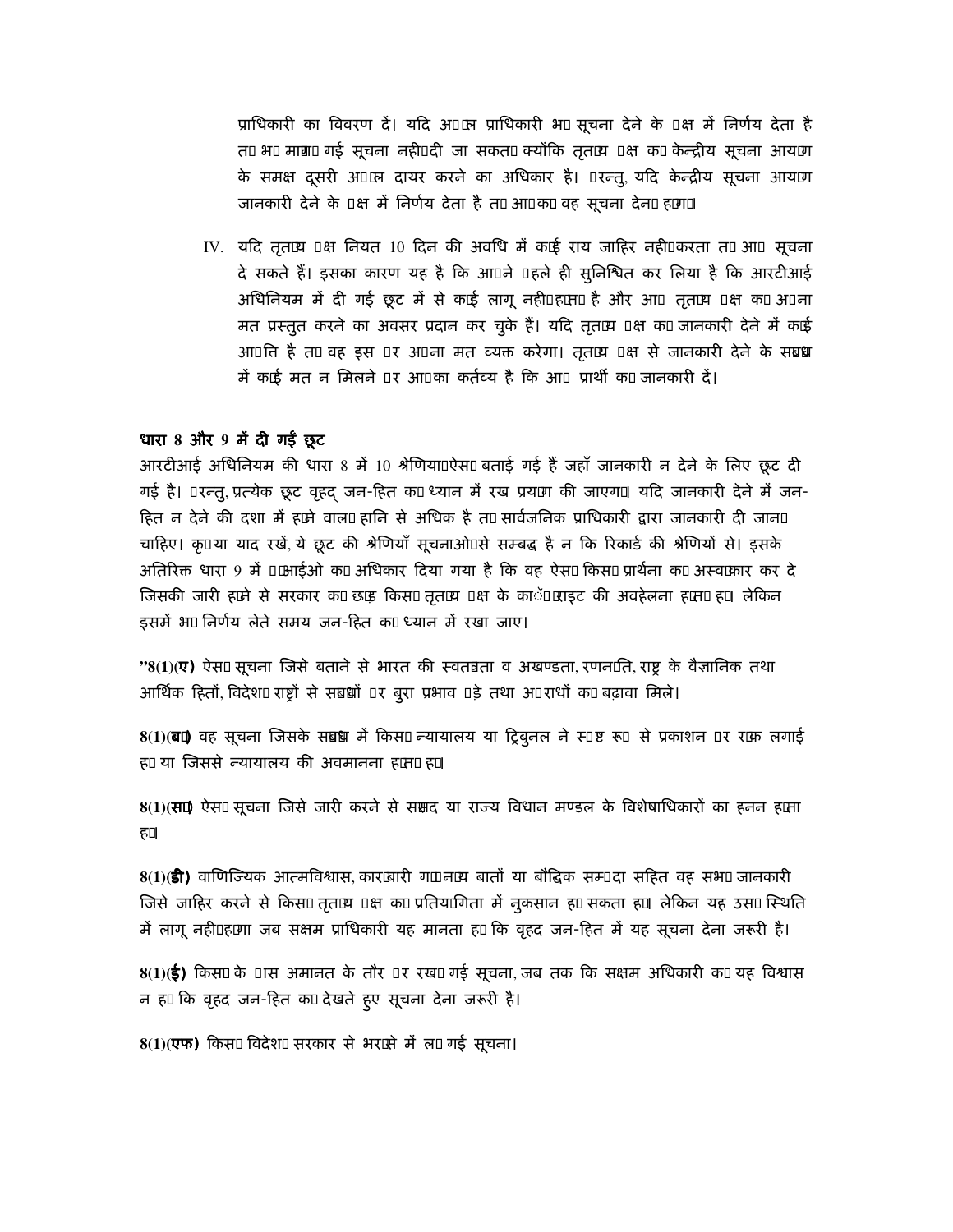प्राधिकारी का विवरण दें। यदि अपील प्राधिकारी भी सूचना देने के पक्ष में निर्णय देता है तो भी मांगी गई सूचना नहीं दी जा सकती क्योंकि तृतीय पक्ष को केन्द्रीय सूचना आयोग के समक्ष दूसरी अपील दायर करने का अधिकार है। परन्तु, यदि केन्द्रीय सूचना आयोग जानकारी देने के पक्ष में निर्णय देता है तो आपको वह सूचना देनी होगी।

IV. यदि तृतीय पक्ष नियत 10 दिन की अवधि में कोई राय जाहिर नहीं करता तो आप सूचना दे सकते हैं। इसका कारण यह है कि आपने पहले ही सुनिश्चित कर लिया है कि आरटीआई अधिनियम में दी गई छूट में से कोई लागू नहीं होता है और आप तृतीय पक्ष को अपना मत प्रस्तुत करने का अवसर प्रदान कर चुके हैं। यदि तृतीय पक्ष को जानकारी देने में कोई आपत्ति है तो वह इस पर अपना मत व्यक्त करेगा। तृतीय पक्ष से जानकारी देने के सम्बन्ध में कोई मत न मिलने पर आपका कर्तव्य है कि आप प्रार्थी को जानकारी दें।

**धारा 8 और 9 में दी गई छूट**

आरटीआई अधिनियम की धारा 8 में 10 श्रेणियां ऐसी बताई गई हैं जहाँ जानकारी न देने के लिए छूट दी गई है। परन्तु, प्रत्येक छूट वृहद् जन-हित को ध्यान में रख प्रयोग की जाएगी। यदि जानकारी देने में जन-हित न देने की दशा में होने वाली हानि से अधिक है तो सार्वजनिक प्राधिकारी द्वारा जानकारी दी जानी चाहिए। कृपया याद रखें, ये छूट की श्रेणियाँ सूचनाओं से सम्बद्ध है न कि रिकार्ड की श्रेणियों से। इसके अतिरिक्त धारा 9 में पीआईओ को अधिकार दिया गया है कि वह ऐसी किसी प्रार्थना को अस्वीकार कर दे जिसकी जारी होने से सरकार को छोड़ किसी तृतीय पक्ष के कॉपीराइट की अवहेलना होती हो। लेकिन इसमें भी निर्णय लेते समय जन-हित को ध्यान में रखा जाए।

**"8(1)(ए)** ऐसी सूचना जिसे बताने से भारत की स्वतंत्रता व अखण्डता, रणनीति, राष्ट्र के वैज्ञानिक तथा आर्थिक हितों, विदेशी राष्ट्रों से सम्बन्धों पर बुरा प्रभाव पड़े तथा अपराधों को बढ़ावा मिले।

**8(1)(बी)** वह सूचना जिसके सम्बन्ध में किसी न्यायालय या ट्रिबुनल ने स्पष्ट रूप से प्रकाशन पर रोक लगाई हो या जिससे न्यायालय की अवमानना होती हो।

**8(1)(सी)** ऐसी सूचना जिसे जारी करने से संसद या राज्य विधान मण्डल के विशेषाधिकारों का हनन होता हो।

**8(1)(डी)** वाणिज्यिक आत्मविश्वास, कारोबारी गोपनीय बातों या बौद्धिक सम्पदा सहित वह सभी जानकारी जिसे जाहिर करने से किसी तृतीय पक्ष को प्रतियोगिता में नुकसान हो सकता हो। लेकिन यह उसी स्थिति में लागू नहीं होगा जब सक्षम प्राधिकारी यह मानता हो कि वृहद जन-हित में यह सूचना देना जरूरी है।

**8(1)(ई)** किसी के पास अमानत के तौर पर रखी गई सूचना, जब तक कि सक्षम अधिकारी को यह विश्वास न हो कि वृहद जन-हित को देखते हुए सूचना देना जरूरी है।

**8(1)(एफ)** किसी विदेशी सरकार से भरोसे में ली गई सूचना।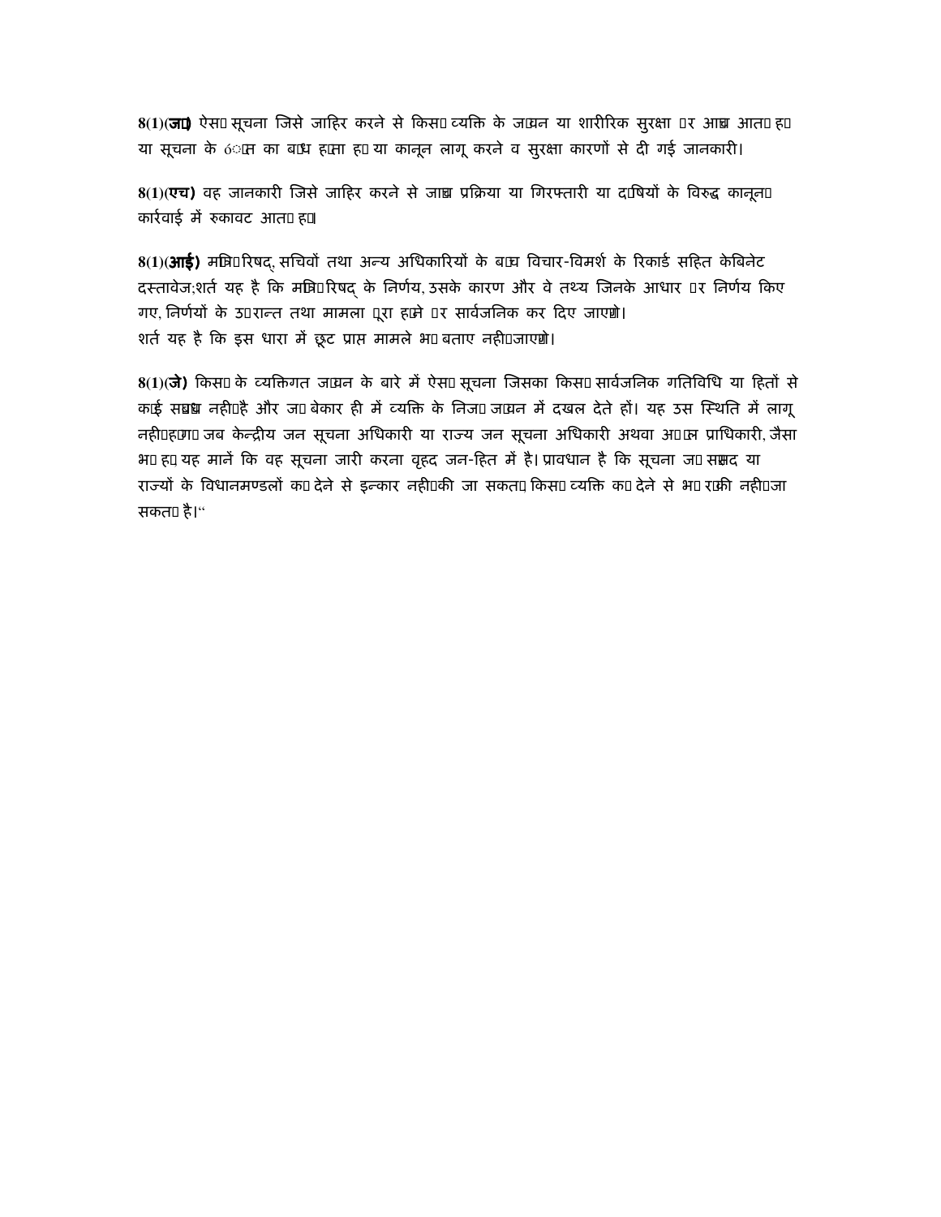**8(1)(जी)** ऐसी सूचना जिसे जाहिर करने से किसी व्यक्ति के जीवन या शारीरिक सुरक्षा पर आंच आती हो या सूचना के स्रोत का बोध होता हो या कानून लागू करने व सुरक्षा कारणों से दी गई जानकारी।

**8(1)(एच)** वह जानकारी जिसे जाहिर करने से जांच प्रक्रिया या गिरफ्तारी या दोषियों के विरुद्ध कानूनी कार्रवाई में रुकावट आती हो।

**8(1)(आई)** मन्त्रिपरिषद्, सचिवों तथा अन्य अधिकारियों के बीच विचार-विमर्श के रिकार्ड सहित केबिनेट दस्तावेज;शर्त यह है कि मन्त्रिपरिषद् के निर्णय, उसके कारण और वे तथ्य जिनके आधार पर निर्णय किए गए, निर्णयों के उपरान्त तथा मामला पूरा होने पर सार्वजनिक कर दिए जाएंगे।
शर्त यह है कि इस धारा में छूट प्राप्त मामले भी बताए नहीं जाएंगे।

**8(1)(जे)** किसी के व्यक्तिगत जीवन के बारे में ऐसी सूचना जिसका किसी सार्वजनिक गतिविधि या हितों से कोई सम्बन्ध नहीं है और जो बेकार ही में व्यक्ति के निजी जीवन में दखल देते हों। यह उस स्थिति में लागू नहीं होगा जब केन्द्रीय जन सूचना अधिकारी या राज्य जन सूचना अधिकारी अथवा अपील प्राधिकारी, जैसा भी हो, यह मानें कि वह सूचना जारी करना वृहद जन-हित में है। प्रावधान है कि सूचना जो संसद या राज्यों के विधानमण्डलों को देने से इन्कार नहीं की जा सकती किसी व्यक्ति को देने से भी रोकी नहीं जा सकती है।"